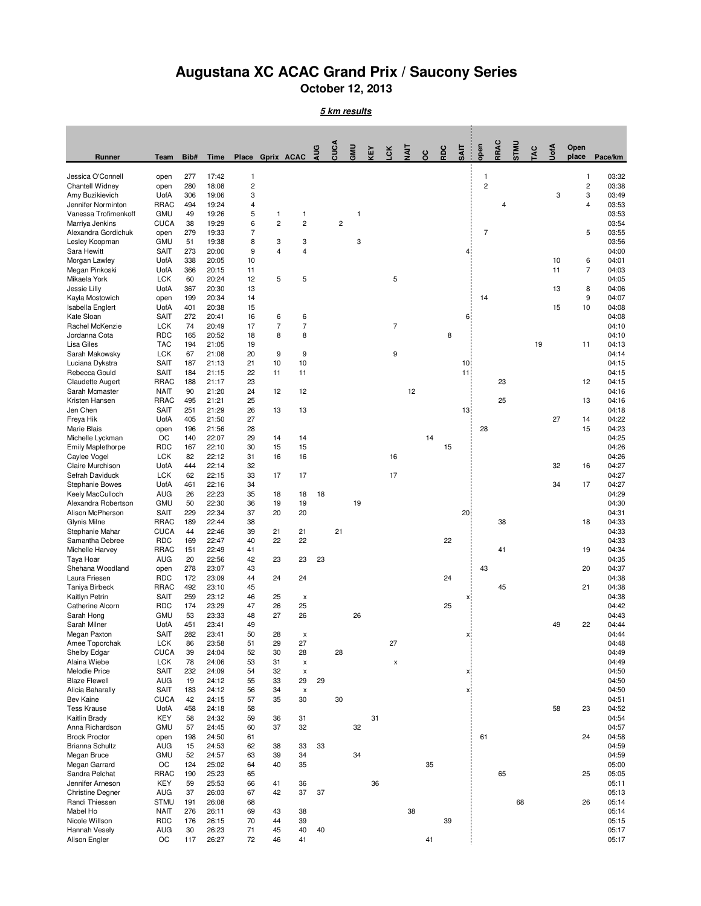# Augustana XC ACAC Grand Prix / Saucony Series

**October 12, 2013**

***5 km results***

| Runner | Team | Bib# | Time | Place | Gprix | ACAC | AUG | CUCA | GMU | KEY | LCK | NAIT | OC | RDC | SAIT | open | RRAC | STMU | TAC | UofA | Open place | Pace/km |
|---|---|---|---|---|---|---|---|---|---|---|---|---|---|---|---|---|---|---|---|---|---|---|
| Jessica O'Connell | open | 277 | 17:42 | 1 | | | | | | | | | | | | 1 | | | | | 1 | 03:32 |
| Chantell Widney | open | 280 | 18:08 | 2 | | | | | | | | | | | | 2 | | | | | 2 | 03:38 |
| Amy Buzikievich | UofA | 306 | 19:06 | 3 | | | | | | | | | | | | | | | | 3 | 3 | 03:49 |
| Jennifer Norminton | RRAC | 494 | 19:24 | 4 | | | | | | | | | | | | | 4 | | | | 4 | 03:53 |
| Vanessa Trofimenkoff | GMU | 49 | 19:26 | 5 | 1 | 1 | | | 1 | | | | | | | | | | | | | 03:53 |
| Marriya Jenkins | CUCA | 38 | 19:29 | 6 | 2 | 2 | | 2 | | | | | | | | | | | | | | 03:54 |
| Alexandra Gordichuk | open | 279 | 19:33 | 7 | | | | | | | | | | | | 7 | | | | | 5 | 03:55 |
| Lesley Koopman | GMU | 51 | 19:38 | 8 | 3 | 3 | | | 3 | | | | | | | | | | | | | 03:56 |
| Sara Hewitt | SAIT | 273 | 20:00 | 9 | 4 | 4 | | | | | | | | | 4 | | | | | | | 04:00 |
| Morgan Lawley | UofA | 338 | 20:05 | 10 | | | | | | | | | | | | | | | | 10 | 6 | 04:01 |
| Megan Pinkoski | UofA | 366 | 20:15 | 11 | | | | | | | | | | | | | | | | 11 | 7 | 04:03 |
| Mikaela York | LCK | 60 | 20:24 | 12 | 5 | 5 | | | | | 5 | | | | | | | | | | | 04:05 |
| Jessie Lilly | UofA | 367 | 20:30 | 13 | | | | | | | | | | | | | | | | 13 | 8 | 04:06 |
| Kayla Mostowich | open | 199 | 20:34 | 14 | | | | | | | | | | | | 14 | | | | | 9 | 04:07 |
| Isabella Englert | UofA | 401 | 20:38 | 15 | | | | | | | | | | | | | | | | 15 | 10 | 04:08 |
| Kate Sloan | SAIT | 272 | 20:41 | 16 | 6 | 6 | | | | | | | | | 6 | | | | | | | 04:08 |
| Rachel McKenzie | LCK | 74 | 20:49 | 17 | 7 | 7 | | | | | 7 | | | | | | | | | | | 04:10 |
| Jordanna Cota | RDC | 165 | 20:52 | 18 | 8 | 8 | | | | | | | | 8 | | | | | | | | 04:10 |
| Lisa Giles | TAC | 194 | 21:05 | 19 | | | | | | | | | | | | | | | 19 | | 11 | 04:13 |
| Sarah Makowsky | LCK | 67 | 21:08 | 20 | 9 | 9 | | | | | 9 | | | | | | | | | | | 04:14 |
| Luciana Dykstra | SAIT | 187 | 21:13 | 21 | 10 | 10 | | | | | | | | | 10 | | | | | | | 04:15 |
| Rebecca Gould | SAIT | 184 | 21:15 | 22 | 11 | 11 | | | | | | | | | 11 | | | | | | | 04:15 |
| Claudette Augert | RRAC | 188 | 21:17 | 23 | | | | | | | | | | | | | 23 | | | | 12 | 04:15 |
| Sarah Mcmaster | NAIT | 90 | 21:20 | 24 | 12 | 12 | | | | | | 12 | | | | | | | | | | 04:16 |
| Kristen Hansen | RRAC | 495 | 21:21 | 25 | | | | | | | | | | | | | 25 | | | | 13 | 04:16 |
| Jen Chen | SAIT | 251 | 21:29 | 26 | 13 | 13 | | | | | | | | | 13 | | | | | | | 04:18 |
| Freya Hik | UofA | 405 | 21:50 | 27 | | | | | | | | | | | | | | | | 27 | 14 | 04:22 |
| Marie Blais | open | 196 | 21:56 | 28 | | | | | | | | | | | | 28 | | | | | 15 | 04:23 |
| Michelle Lyckman | OC | 140 | 22:07 | 29 | 14 | 14 | | | | | | | 14 | | | | | | | | | 04:25 |
| Emily Maplethorpe | RDC | 167 | 22:10 | 30 | 15 | 15 | | | | | | | | 15 | | | | | | | | 04:26 |
| Caylee Vogel | LCK | 82 | 22:12 | 31 | 16 | 16 | | | | | 16 | | | | | | | | | | | 04:26 |
| Claire Murchison | UofA | 444 | 22:14 | 32 | | | | | | | | | | | | | | | | 32 | 16 | 04:27 |
| Sefrah Daviduck | LCK | 62 | 22:15 | 33 | 17 | 17 | | | | | 17 | | | | | | | | | | | 04:27 |
| Stephanie Bowes | UofA | 461 | 22:16 | 34 | | | | | | | | | | | | | | | | 34 | 17 | 04:27 |
| Keely MacCulloch | AUG | 26 | 22:23 | 35 | 18 | 18 | 18 | | | | | | | | | | | | | | | 04:29 |
| Alexandra Robertson | GMU | 50 | 22:30 | 36 | 19 | 19 | | | 19 | | | | | | | | | | | | | 04:30 |
| Alison McPherson | SAIT | 229 | 22:34 | 37 | 20 | 20 | | | | | | | | | 20 | | | | | | | 04:31 |
| Glynis Milne | RRAC | 189 | 22:44 | 38 | | | | | | | | | | | | | 38 | | | | 18 | 04:33 |
| Stephanie Mahar | CUCA | 44 | 22:46 | 39 | 21 | 21 | | 21 | | | | | | | | | | | | | | 04:33 |
| Samantha Debree | RDC | 169 | 22:47 | 40 | 22 | 22 | | | | | | | | 22 | | | | | | | | 04:33 |
| Michelle Harvey | RRAC | 151 | 22:49 | 41 | | | | | | | | | | | | | 41 | | | | 19 | 04:34 |
| Taya Hoar | AUG | 20 | 22:56 | 42 | 23 | 23 | 23 | | | | | | | | | | | | | | | 04:35 |
| Shehana Woodland | open | 278 | 23:07 | 43 | | | | | | | | | | | | 43 | | | | | 20 | 04:37 |
| Laura Friesen | RDC | 172 | 23:09 | 44 | 24 | 24 | | | | | | | | 24 | | | | | | | | 04:38 |
| Taniya Birbeck | RRAC | 492 | 23:10 | 45 | | | | | | | | | | | | | 45 | | | | 21 | 04:38 |
| Kaitlyn Petrin | SAIT | 259 | 23:12 | 46 | 25 | x | | | | | | | | | x | | | | | | | 04:38 |
| Catherine Alcorn | RDC | 174 | 23:29 | 47 | 26 | 25 | | | | | | | | 25 | | | | | | | | 04:42 |
| Sarah Hong | GMU | 53 | 23:33 | 48 | 27 | 26 | | | 26 | | | | | | | | | | | | | 04:43 |
| Sarah Milner | UofA | 451 | 23:41 | 49 | | | | | | | | | | | | | | | | 49 | 22 | 04:44 |
| Megan Paxton | SAIT | 282 | 23:41 | 50 | 28 | x | | | | | | | | | x | | | | | | | 04:44 |
| Amee Toporchak | LCK | 86 | 23:58 | 51 | 29 | 27 | | | | | 27 | | | | | | | | | | | 04:48 |
| Shelby Edgar | CUCA | 39 | 24:04 | 52 | 30 | 28 | | 28 | | | | | | | | | | | | | | 04:49 |
| Alaina Wiebe | LCK | 78 | 24:06 | 53 | 31 | x | | | | | x | | | | | | | | | | | 04:49 |
| Melodie Price | SAIT | 232 | 24:09 | 54 | 32 | x | | | | | | | | | x | | | | | | | 04:50 |
| Blaze Flewell | AUG | 19 | 24:12 | 55 | 33 | 29 | 29 | | | | | | | | | | | | | | | 04:50 |
| Alicia Baharally | SAIT | 183 | 24:12 | 56 | 34 | x | | | | | | | | | x | | | | | | | 04:50 |
| Bev Kaine | CUCA | 42 | 24:15 | 57 | 35 | 30 | | 30 | | | | | | | | | | | | | | 04:51 |
| Tess Krause | UofA | 458 | 24:18 | 58 | | | | | | | | | | | | | | | | 58 | 23 | 04:52 |
| Kaitlin Brady | KEY | 58 | 24:32 | 59 | 36 | 31 | | | | 31 | | | | | | | | | | | | 04:54 |
| Anna Richardson | GMU | 57 | 24:45 | 60 | 37 | 32 | | | 32 | | | | | | | | | | | | | 04:57 |
| Brock Proctor | open | 198 | 24:50 | 61 | | | | | | | | | | | | 61 | | | | | 24 | 04:58 |
| Brianna Schultz | AUG | 15 | 24:53 | 62 | 38 | 33 | 33 | | | | | | | | | | | | | | | 04:59 |
| Megan Bruce | GMU | 52 | 24:57 | 63 | 39 | 34 | | | 34 | | | | | | | | | | | | | 04:59 |
| Megan Garrard | OC | 124 | 25:02 | 64 | 40 | 35 | | | | | | | 35 | | | | | | | | | 05:00 |
| Sandra Pelchat | RRAC | 190 | 25:23 | 65 | | | | | | | | | | | | | 65 | | | | 25 | 05:05 |
| Jennifer Arneson | KEY | 59 | 25:53 | 66 | 41 | 36 | | | | 36 | | | | | | | | | | | | 05:11 |
| Christine Degner | AUG | 37 | 26:03 | 67 | 42 | 37 | 37 | | | | | | | | | | | | | | | 05:13 |
| Randi Thiessen | STMU | 191 | 26:08 | 68 | | | | | | | | | | | | | | 68 | | | 26 | 05:14 |
| Mabel Ho | NAIT | 276 | 26:11 | 69 | 43 | 38 | | | | | | 38 | | | | | | | | | | 05:14 |
| Nicole Willson | RDC | 176 | 26:15 | 70 | 44 | 39 | | | | | | | | 39 | | | | | | | | 05:15 |
| Hannah Vesely | AUG | 30 | 26:23 | 71 | 45 | 40 | 40 | | | | | | | | | | | | | | | 05:17 |
| Alison Engler | OC | 117 | 26:27 | 72 | 46 | 41 | | | | | | | 41 | | | | | | | | | 05:17 |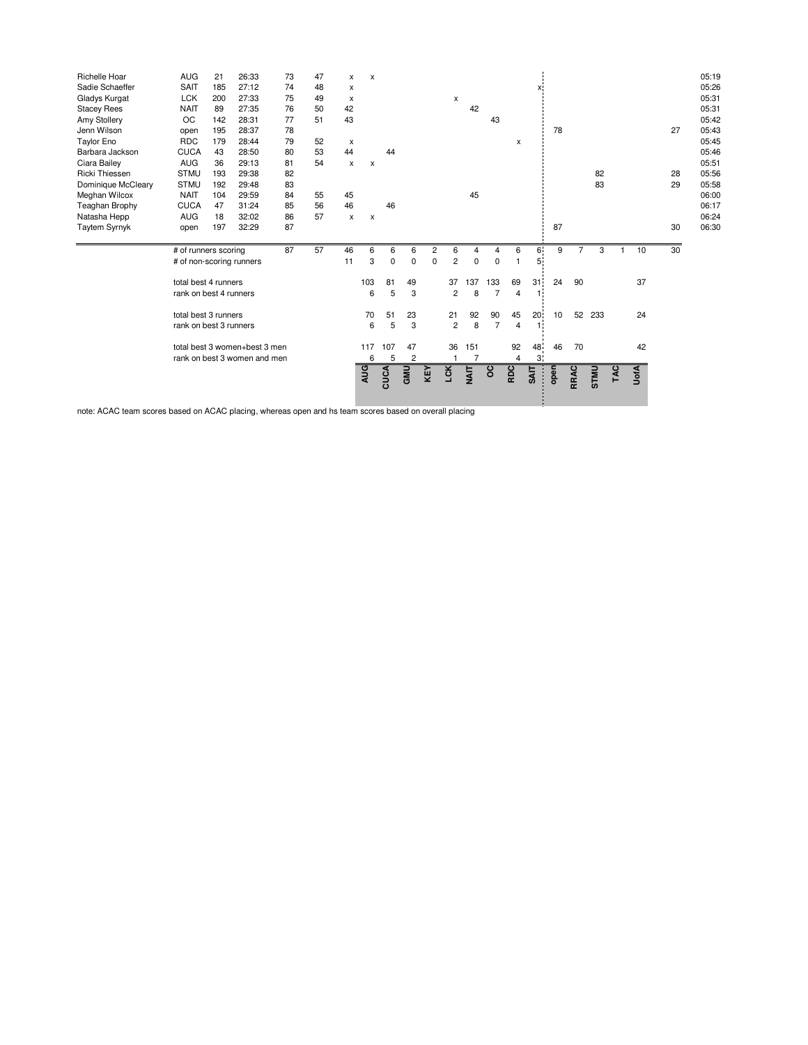| | | | | | | | | | | | | | | | | | | | | | | |
|---|---|---|---|---|---|---|---|---|---|---|---|---|---|---|---|---|---|---|---|---|---|---|
| Richelle Hoar | AUG | 21 | 26:33 | 73 | 47 | x | x | | | | | | | | | | | | | | | 05:19 |
| Sadie Schaeffer | SAIT | 185 | 27:12 | 74 | 48 | x | | | | | | | | | x | | | | | | | 05:26 |
| Gladys Kurgat | LCK | 200 | 27:33 | 75 | 49 | x | | | | | x | | | | | | | | | | | 05:31 |
| Stacey Rees | NAIT | 89 | 27:35 | 76 | 50 | 42 | | | | | | 42 | | | | | | | | | | 05:31 |
| Amy Stollery | OC | 142 | 28:31 | 77 | 51 | 43 | | | | | | | 43 | | | | | | | | | 05:42 |
| Jenn Wilson | open | 195 | 28:37 | 78 | | | | | | | | | | | | 78 | | | | | 27 | 05:43 |
| Taylor Eno | RDC | 179 | 28:44 | 79 | 52 | x | | | | | | | | x | | | | | | | | 05:45 |
| Barbara Jackson | CUCA | 43 | 28:50 | 80 | 53 | 44 | | 44 | | | | | | | | | | | | | | 05:46 |
| Ciara Bailey | AUG | 36 | 29:13 | 81 | 54 | x | x | | | | | | | | | | | | | | | 05:51 |
| Ricki Thiessen | STMU | 193 | 29:38 | 82 | | | | | | | | | | | | | | 82 | | | 28 | 05:56 |
| Dominique McCleary | STMU | 192 | 29:48 | 83 | | | | | | | | | | | | | | 83 | | | 29 | 05:58 |
| Meghan Wilcox | NAIT | 104 | 29:59 | 84 | 55 | 45 | | | | | | 45 | | | | | | | | | | 06:00 |
| Teaghan Brophy | CUCA | 47 | 31:24 | 85 | 56 | 46 | | 46 | | | | | | | | | | | | | | 06:17 |
| Natasha Hepp | AUG | 18 | 32:02 | 86 | 57 | x | x | | | | | | | | | | | | | | | 06:24 |
| Taytem Syrnyk | open | 197 | 32:29 | 87 | | | | | | | | | | | | 87 | | | | | 30 | 06:30 |
| # of runners scoring | | | | 87 | 57 | 46 | 6 | 6 | 6 | 2 | 6 | 4 | 4 | 6 | 6 | 9 | 7 | 3 | 1 | 10 | 30 | |
| # of non-scoring runners | | | | | | 11 | 3 | 0 | 0 | 0 | 2 | 0 | 0 | 1 | 5 | | | | | | | |
| total best 4 runners | | | | | | | 103 | 81 | 49 | | 37 | 137 | 133 | 69 | 31 | 24 | 90 | | | 37 | | |
| rank on best 4 runners | | | | | | | 6 | 5 | 3 | | 2 | 8 | 7 | 4 | 1 | | | | | | | |
| total best 3 runners | | | | | | | 70 | 51 | 23 | | 21 | 92 | 90 | 45 | 20 | 10 | 52 | 233 | | 24 | | |
| rank on best 3 runners | | | | | | | 6 | 5 | 3 | | 2 | 8 | 7 | 4 | 1 | | | | | | | |
| total best 3 women+best 3 men | | | | | | | 117 | 107 | 47 | | 36 | 151 | | 92 | 48 | 46 | 70 | | | 42 | | |
| rank on best 3 women and men | | | | | | | 6 | 5 | 2 | | 1 | 7 | | 4 | 3 | | | | | | | |
| | | | | | | | AUG | CUCA | GMU | KEY | LCK | NAIT | OC | RDC | SAIT | open | RRAC | STMU | TAC | UofA | | |

note: ACAC team scores based on ACAC placing, whereas open and hs team scores based on overall placing